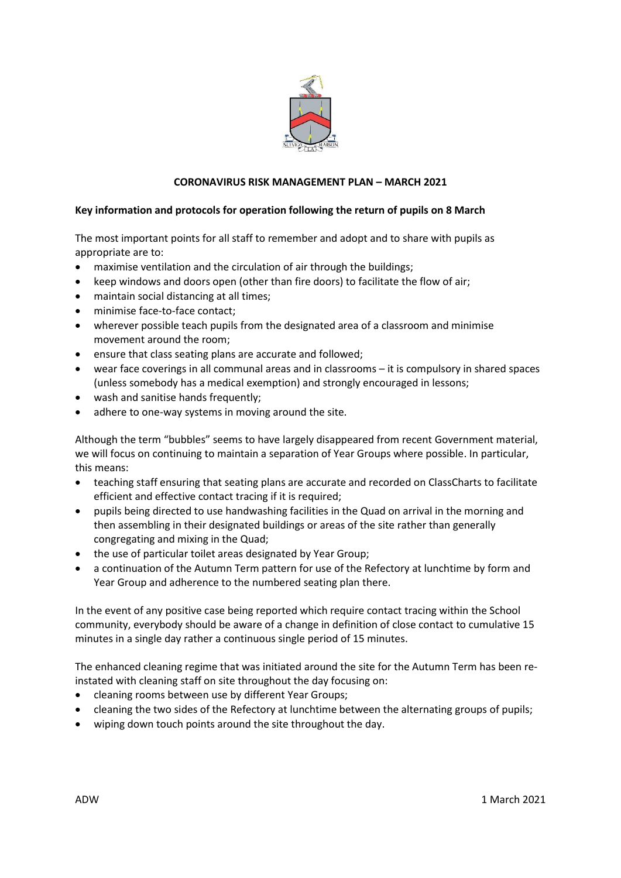# CORONAVIRUS RISK MANAGEMENT PLAN – MARCH 2021

**Key information and protocols for operation following the return of pupils on 8 March**

The most important points for all staff to remember and adopt and to share with pupils as appropriate are to:

- maximise ventilation and the circulation of air through the buildings;
- keep windows and doors open (other than fire doors) to facilitate the flow of air;
- maintain social distancing at all times;
- minimise face-to-face contact;
- wherever possible teach pupils from the designated area of a classroom and minimise movement around the room;
- ensure that class seating plans are accurate and followed;
- wear face coverings in all communal areas and in classrooms – it is compulsory in shared spaces (unless somebody has a medical exemption) and strongly encouraged in lessons;
- wash and sanitise hands frequently;
- adhere to one-way systems in moving around the site.

Although the term "bubbles" seems to have largely disappeared from recent Government material, we will focus on continuing to maintain a separation of Year Groups where possible. In particular, this means:

- teaching staff ensuring that seating plans are accurate and recorded on ClassCharts to facilitate efficient and effective contact tracing if it is required;
- pupils being directed to use handwashing facilities in the Quad on arrival in the morning and then assembling in their designated buildings or areas of the site rather than generally congregating and mixing in the Quad;
- the use of particular toilet areas designated by Year Group;
- a continuation of the Autumn Term pattern for use of the Refectory at lunchtime by form and Year Group and adherence to the numbered seating plan there.

In the event of any positive case being reported which require contact tracing within the School community, everybody should be aware of a change in definition of close contact to cumulative 15 minutes in a single day rather a continuous single period of 15 minutes.

The enhanced cleaning regime that was initiated around the site for the Autumn Term has been re-instated with cleaning staff on site throughout the day focusing on:

- cleaning rooms between use by different Year Groups;
- cleaning the two sides of the Refectory at lunchtime between the alternating groups of pupils;
- wiping down touch points around the site throughout the day.

ADW 1 March 2021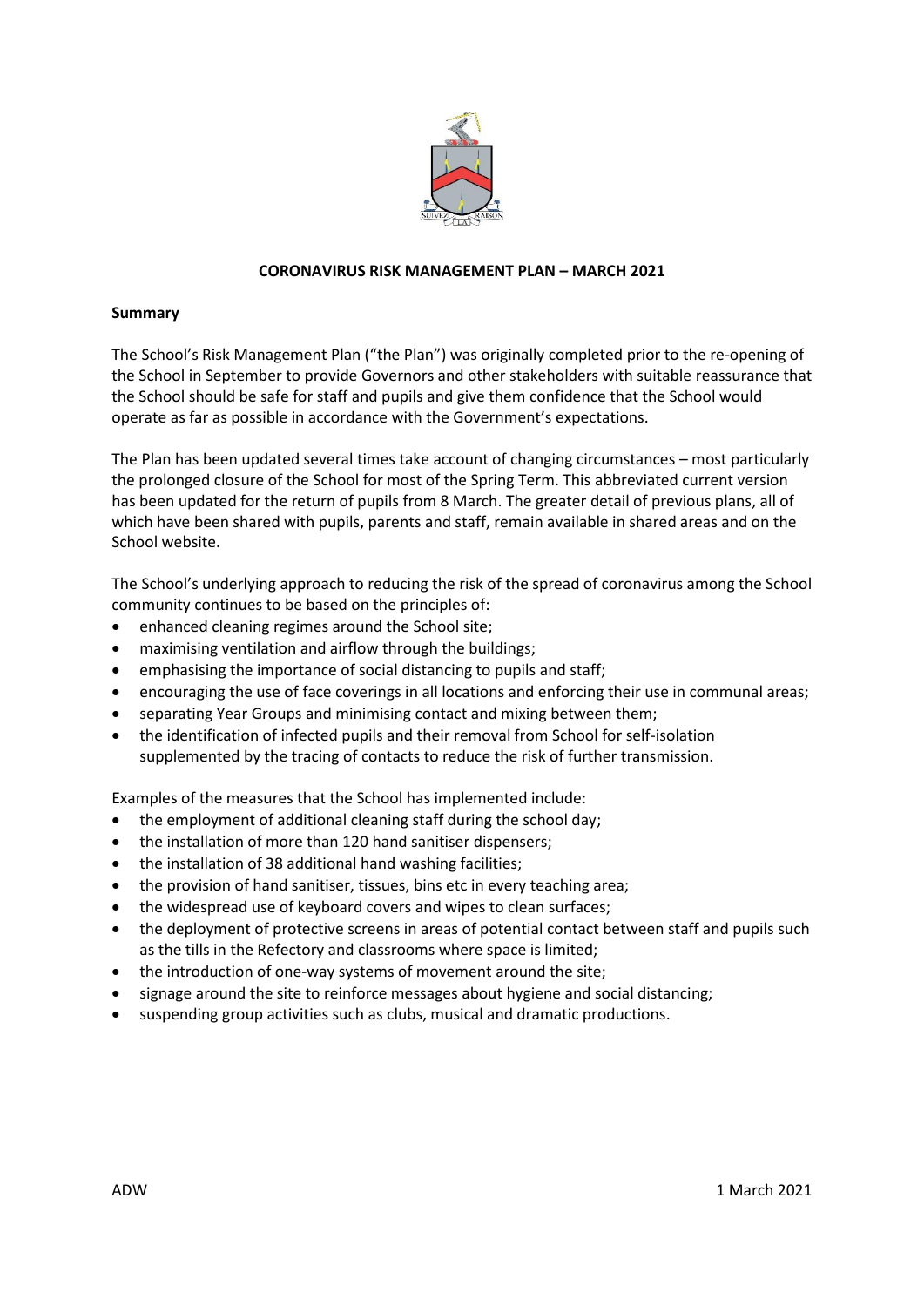**CORONAVIRUS RISK MANAGEMENT PLAN – MARCH 2021**

**Summary**

The School's Risk Management Plan ("the Plan") was originally completed prior to the re-opening of the School in September to provide Governors and other stakeholders with suitable reassurance that the School should be safe for staff and pupils and give them confidence that the School would operate as far as possible in accordance with the Government's expectations.

The Plan has been updated several times take account of changing circumstances – most particularly the prolonged closure of the School for most of the Spring Term. This abbreviated current version has been updated for the return of pupils from 8 March. The greater detail of previous plans, all of which have been shared with pupils, parents and staff, remain available in shared areas and on the School website.

The School's underlying approach to reducing the risk of the spread of coronavirus among the School community continues to be based on the principles of:

- enhanced cleaning regimes around the School site;
- maximising ventilation and airflow through the buildings;
- emphasising the importance of social distancing to pupils and staff;
- encouraging the use of face coverings in all locations and enforcing their use in communal areas;
- separating Year Groups and minimising contact and mixing between them;
- the identification of infected pupils and their removal from School for self-isolation supplemented by the tracing of contacts to reduce the risk of further transmission.

Examples of the measures that the School has implemented include:

- the employment of additional cleaning staff during the school day;
- the installation of more than 120 hand sanitiser dispensers;
- the installation of 38 additional hand washing facilities;
- the provision of hand sanitiser, tissues, bins etc in every teaching area;
- the widespread use of keyboard covers and wipes to clean surfaces;
- the deployment of protective screens in areas of potential contact between staff and pupils such as the tills in the Refectory and classrooms where space is limited;
- the introduction of one-way systems of movement around the site;
- signage around the site to reinforce messages about hygiene and social distancing;
- suspending group activities such as clubs, musical and dramatic productions.

ADW 1 March 2021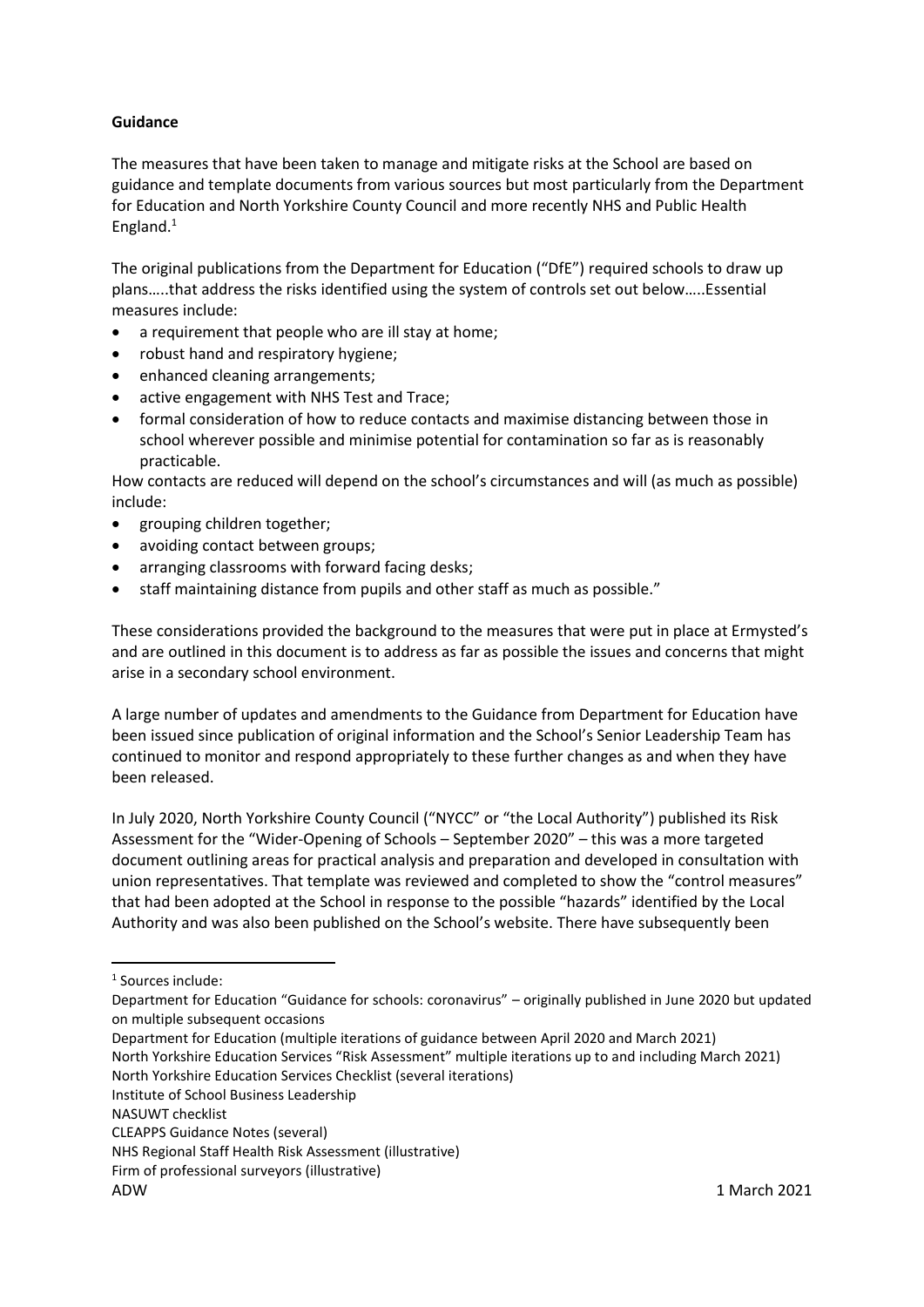**Guidance**

The measures that have been taken to manage and mitigate risks at the School are based on guidance and template documents from various sources but most particularly from the Department for Education and North Yorkshire County Council and more recently NHS and Public Health England.[1]

The original publications from the Department for Education ("DfE") required schools to draw up plans…..that address the risks identified using the system of controls set out below…..Essential measures include:

- a requirement that people who are ill stay at home;
- robust hand and respiratory hygiene;
- enhanced cleaning arrangements;
- active engagement with NHS Test and Trace;
- formal consideration of how to reduce contacts and maximise distancing between those in school wherever possible and minimise potential for contamination so far as is reasonably practicable.

How contacts are reduced will depend on the school's circumstances and will (as much as possible) include:

- grouping children together;
- avoiding contact between groups;
- arranging classrooms with forward facing desks;
- staff maintaining distance from pupils and other staff as much as possible."

These considerations provided the background to the measures that were put in place at Ermysted's and are outlined in this document is to address as far as possible the issues and concerns that might arise in a secondary school environment.

A large number of updates and amendments to the Guidance from Department for Education have been issued since publication of original information and the School's Senior Leadership Team has continued to monitor and respond appropriately to these further changes as and when they have been released.

In July 2020, North Yorkshire County Council ("NYCC" or "the Local Authority") published its Risk Assessment for the "Wider-Opening of Schools – September 2020" – this was a more targeted document outlining areas for practical analysis and preparation and developed in consultation with union representatives. That template was reviewed and completed to show the "control measures" that had been adopted at the School in response to the possible "hazards" identified by the Local Authority and was also been published on the School's website. There have subsequently been

---

[1] Sources include:
Department for Education "Guidance for schools: coronavirus" – originally published in June 2020 but updated on multiple subsequent occasions
Department for Education (multiple iterations of guidance between April 2020 and March 2021)
North Yorkshire Education Services "Risk Assessment" multiple iterations up to and including March 2021)
North Yorkshire Education Services Checklist (several iterations)
Institute of School Business Leadership
NASUWT checklist
CLEAPPS Guidance Notes (several)
NHS Regional Staff Health Risk Assessment (illustrative)
Firm of professional surveyors (illustrative)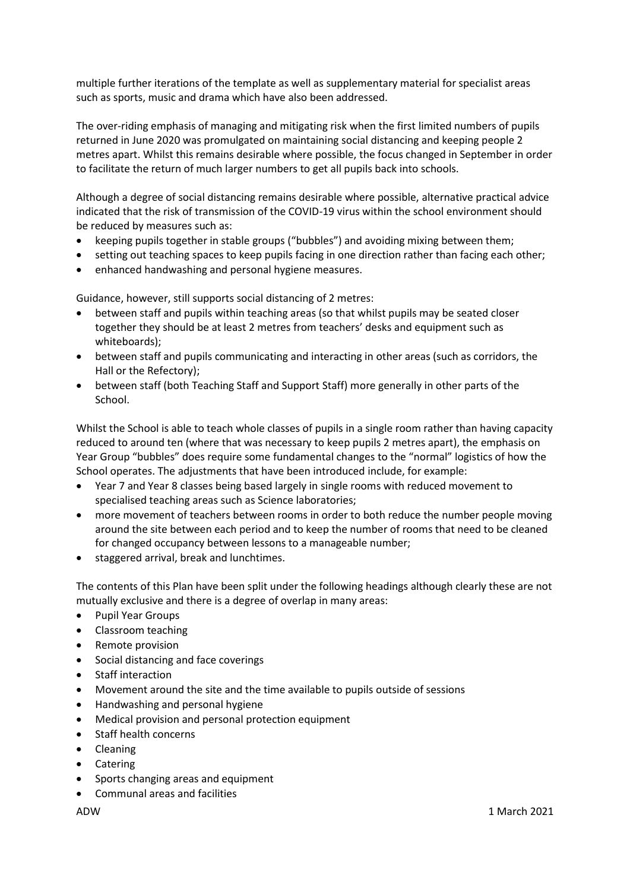multiple further iterations of the template as well as supplementary material for specialist areas such as sports, music and drama which have also been addressed.

The over-riding emphasis of managing and mitigating risk when the first limited numbers of pupils returned in June 2020 was promulgated on maintaining social distancing and keeping people 2 metres apart. Whilst this remains desirable where possible, the focus changed in September in order to facilitate the return of much larger numbers to get all pupils back into schools.

Although a degree of social distancing remains desirable where possible, alternative practical advice indicated that the risk of transmission of the COVID-19 virus within the school environment should be reduced by measures such as:

- keeping pupils together in stable groups ("bubbles") and avoiding mixing between them;
- setting out teaching spaces to keep pupils facing in one direction rather than facing each other;
- enhanced handwashing and personal hygiene measures.

Guidance, however, still supports social distancing of 2 metres:

- between staff and pupils within teaching areas (so that whilst pupils may be seated closer together they should be at least 2 metres from teachers' desks and equipment such as whiteboards);
- between staff and pupils communicating and interacting in other areas (such as corridors, the Hall or the Refectory);
- between staff (both Teaching Staff and Support Staff) more generally in other parts of the School.

Whilst the School is able to teach whole classes of pupils in a single room rather than having capacity reduced to around ten (where that was necessary to keep pupils 2 metres apart), the emphasis on Year Group "bubbles" does require some fundamental changes to the "normal" logistics of how the School operates. The adjustments that have been introduced include, for example:

- Year 7 and Year 8 classes being based largely in single rooms with reduced movement to specialised teaching areas such as Science laboratories;
- more movement of teachers between rooms in order to both reduce the number people moving around the site between each period and to keep the number of rooms that need to be cleaned for changed occupancy between lessons to a manageable number;
- staggered arrival, break and lunchtimes.

The contents of this Plan have been split under the following headings although clearly these are not mutually exclusive and there is a degree of overlap in many areas:

- Pupil Year Groups
- Classroom teaching
- Remote provision
- Social distancing and face coverings
- Staff interaction
- Movement around the site and the time available to pupils outside of sessions
- Handwashing and personal hygiene
- Medical provision and personal protection equipment
- Staff health concerns
- Cleaning
- Catering
- Sports changing areas and equipment
- Communal areas and facilities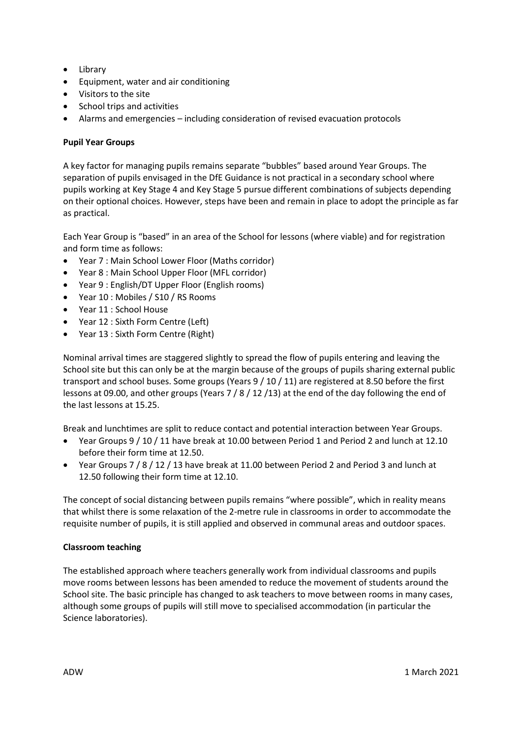- Library
- Equipment, water and air conditioning
- Visitors to the site
- School trips and activities
- Alarms and emergencies – including consideration of revised evacuation protocols

**Pupil Year Groups**

A key factor for managing pupils remains separate "bubbles" based around Year Groups. The separation of pupils envisaged in the DfE Guidance is not practical in a secondary school where pupils working at Key Stage 4 and Key Stage 5 pursue different combinations of subjects depending on their optional choices. However, steps have been and remain in place to adopt the principle as far as practical.

Each Year Group is "based" in an area of the School for lessons (where viable) and for registration and form time as follows:

- Year 7 : Main School Lower Floor (Maths corridor)
- Year 8 : Main School Upper Floor (MFL corridor)
- Year 9 : English/DT Upper Floor (English rooms)
- Year 10 : Mobiles / S10 / RS Rooms
- Year 11 : School House
- Year 12 : Sixth Form Centre (Left)
- Year 13 : Sixth Form Centre (Right)

Nominal arrival times are staggered slightly to spread the flow of pupils entering and leaving the School site but this can only be at the margin because of the groups of pupils sharing external public transport and school buses. Some groups (Years 9 / 10 / 11) are registered at 8.50 before the first lessons at 09.00, and other groups (Years 7 / 8 / 12 /13) at the end of the day following the end of the last lessons at 15.25.

Break and lunchtimes are split to reduce contact and potential interaction between Year Groups.

- Year Groups 9 / 10 / 11 have break at 10.00 between Period 1 and Period 2 and lunch at 12.10 before their form time at 12.50.
- Year Groups 7 / 8 / 12 / 13 have break at 11.00 between Period 2 and Period 3 and lunch at 12.50 following their form time at 12.10.

The concept of social distancing between pupils remains "where possible", which in reality means that whilst there is some relaxation of the 2-metre rule in classrooms in order to accommodate the requisite number of pupils, it is still applied and observed in communal areas and outdoor spaces.

**Classroom teaching**

The established approach where teachers generally work from individual classrooms and pupils move rooms between lessons has been amended to reduce the movement of students around the School site. The basic principle has changed to ask teachers to move between rooms in many cases, although some groups of pupils will still move to specialised accommodation (in particular the Science laboratories).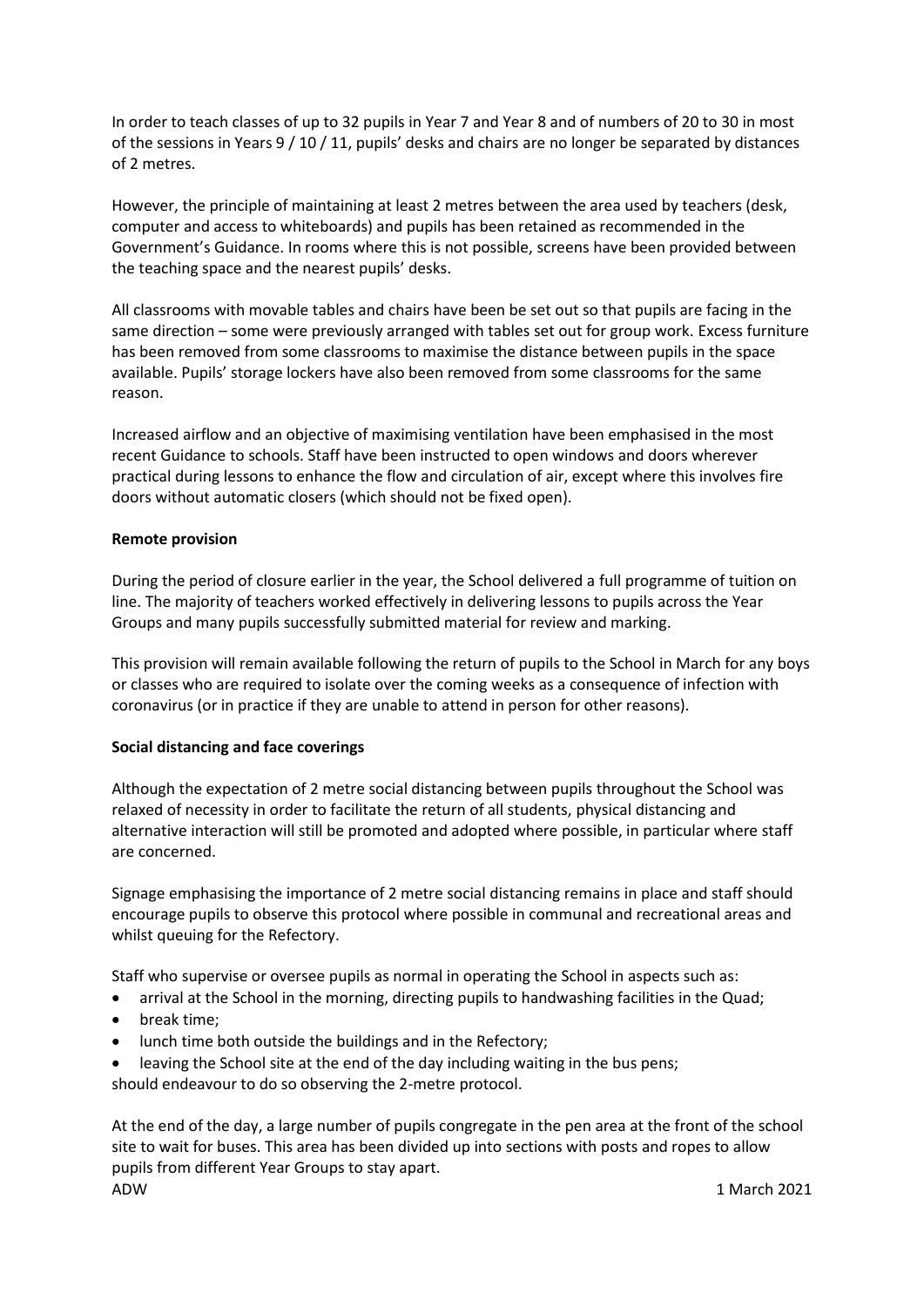In order to teach classes of up to 32 pupils in Year 7 and Year 8 and of numbers of 20 to 30 in most of the sessions in Years 9 / 10 / 11, pupils' desks and chairs are no longer be separated by distances of 2 metres.

However, the principle of maintaining at least 2 metres between the area used by teachers (desk, computer and access to whiteboards) and pupils has been retained as recommended in the Government's Guidance. In rooms where this is not possible, screens have been provided between the teaching space and the nearest pupils' desks.

All classrooms with movable tables and chairs have been be set out so that pupils are facing in the same direction – some were previously arranged with tables set out for group work. Excess furniture has been removed from some classrooms to maximise the distance between pupils in the space available. Pupils' storage lockers have also been removed from some classrooms for the same reason.

Increased airflow and an objective of maximising ventilation have been emphasised in the most recent Guidance to schools. Staff have been instructed to open windows and doors wherever practical during lessons to enhance the flow and circulation of air, except where this involves fire doors without automatic closers (which should not be fixed open).

**Remote provision**

During the period of closure earlier in the year, the School delivered a full programme of tuition on line. The majority of teachers worked effectively in delivering lessons to pupils across the Year Groups and many pupils successfully submitted material for review and marking.

This provision will remain available following the return of pupils to the School in March for any boys or classes who are required to isolate over the coming weeks as a consequence of infection with coronavirus (or in practice if they are unable to attend in person for other reasons).

**Social distancing and face coverings**

Although the expectation of 2 metre social distancing between pupils throughout the School was relaxed of necessity in order to facilitate the return of all students, physical distancing and alternative interaction will still be promoted and adopted where possible, in particular where staff are concerned.

Signage emphasising the importance of 2 metre social distancing remains in place and staff should encourage pupils to observe this protocol where possible in communal and recreational areas and whilst queuing for the Refectory.

Staff who supervise or oversee pupils as normal in operating the School in aspects such as:

- arrival at the School in the morning, directing pupils to handwashing facilities in the Quad;
- break time;
- lunch time both outside the buildings and in the Refectory;
- leaving the School site at the end of the day including waiting in the bus pens;

should endeavour to do so observing the 2-metre protocol.

At the end of the day, a large number of pupils congregate in the pen area at the front of the school site to wait for buses. This area has been divided up into sections with posts and ropes to allow pupils from different Year Groups to stay apart.

ADW 1 March 2021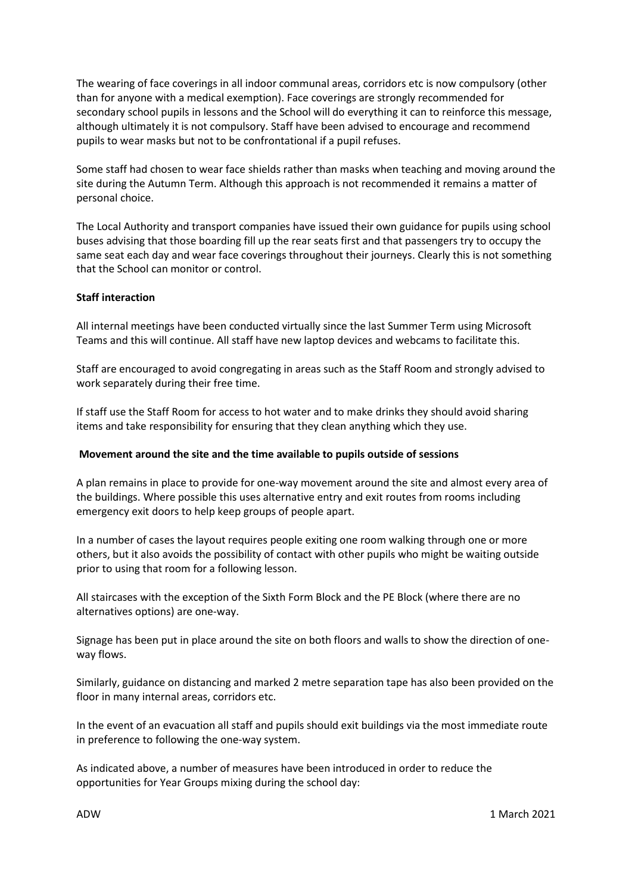The wearing of face coverings in all indoor communal areas, corridors etc is now compulsory (other than for anyone with a medical exemption). Face coverings are strongly recommended for secondary school pupils in lessons and the School will do everything it can to reinforce this message, although ultimately it is not compulsory. Staff have been advised to encourage and recommend pupils to wear masks but not to be confrontational if a pupil refuses.

Some staff had chosen to wear face shields rather than masks when teaching and moving around the site during the Autumn Term. Although this approach is not recommended it remains a matter of personal choice.

The Local Authority and transport companies have issued their own guidance for pupils using school buses advising that those boarding fill up the rear seats first and that passengers try to occupy the same seat each day and wear face coverings throughout their journeys. Clearly this is not something that the School can monitor or control.

**Staff interaction**

All internal meetings have been conducted virtually since the last Summer Term using Microsoft Teams and this will continue. All staff have new laptop devices and webcams to facilitate this.

Staff are encouraged to avoid congregating in areas such as the Staff Room and strongly advised to work separately during their free time.

If staff use the Staff Room for access to hot water and to make drinks they should avoid sharing items and take responsibility for ensuring that they clean anything which they use.

**Movement around the site and the time available to pupils outside of sessions**

A plan remains in place to provide for one-way movement around the site and almost every area of the buildings. Where possible this uses alternative entry and exit routes from rooms including emergency exit doors to help keep groups of people apart.

In a number of cases the layout requires people exiting one room walking through one or more others, but it also avoids the possibility of contact with other pupils who might be waiting outside prior to using that room for a following lesson.

All staircases with the exception of the Sixth Form Block and the PE Block (where there are no alternatives options) are one-way.

Signage has been put in place around the site on both floors and walls to show the direction of one-way flows.

Similarly, guidance on distancing and marked 2 metre separation tape has also been provided on the floor in many internal areas, corridors etc.

In the event of an evacuation all staff and pupils should exit buildings via the most immediate route in preference to following the one-way system.

As indicated above, a number of measures have been introduced in order to reduce the opportunities for Year Groups mixing during the school day: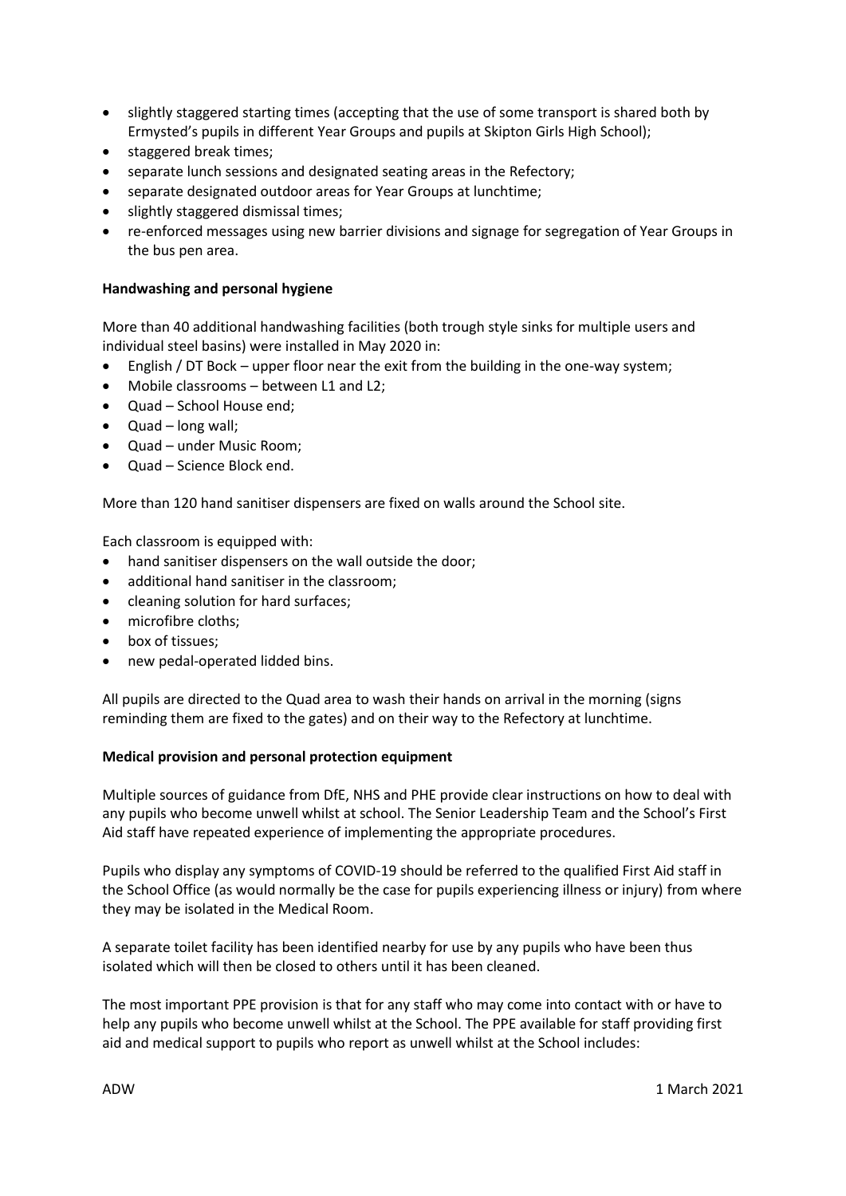- slightly staggered starting times (accepting that the use of some transport is shared both by Ermysted's pupils in different Year Groups and pupils at Skipton Girls High School);
- staggered break times;
- separate lunch sessions and designated seating areas in the Refectory;
- separate designated outdoor areas for Year Groups at lunchtime;
- slightly staggered dismissal times;
- re-enforced messages using new barrier divisions and signage for segregation of Year Groups in the bus pen area.

**Handwashing and personal hygiene**

More than 40 additional handwashing facilities (both trough style sinks for multiple users and individual steel basins) were installed in May 2020 in:

- English / DT Bock – upper floor near the exit from the building in the one-way system;
- Mobile classrooms – between L1 and L2;
- Quad – School House end;
- Quad – long wall;
- Quad – under Music Room;
- Quad – Science Block end.

More than 120 hand sanitiser dispensers are fixed on walls around the School site.

Each classroom is equipped with:

- hand sanitiser dispensers on the wall outside the door;
- additional hand sanitiser in the classroom;
- cleaning solution for hard surfaces;
- microfibre cloths;
- box of tissues;
- new pedal-operated lidded bins.

All pupils are directed to the Quad area to wash their hands on arrival in the morning (signs reminding them are fixed to the gates) and on their way to the Refectory at lunchtime.

**Medical provision and personal protection equipment**

Multiple sources of guidance from DfE, NHS and PHE provide clear instructions on how to deal with any pupils who become unwell whilst at school. The Senior Leadership Team and the School's First Aid staff have repeated experience of implementing the appropriate procedures.

Pupils who display any symptoms of COVID-19 should be referred to the qualified First Aid staff in the School Office (as would normally be the case for pupils experiencing illness or injury) from where they may be isolated in the Medical Room.

A separate toilet facility has been identified nearby for use by any pupils who have been thus isolated which will then be closed to others until it has been cleaned.

The most important PPE provision is that for any staff who may come into contact with or have to help any pupils who become unwell whilst at the School. The PPE available for staff providing first aid and medical support to pupils who report as unwell whilst at the School includes: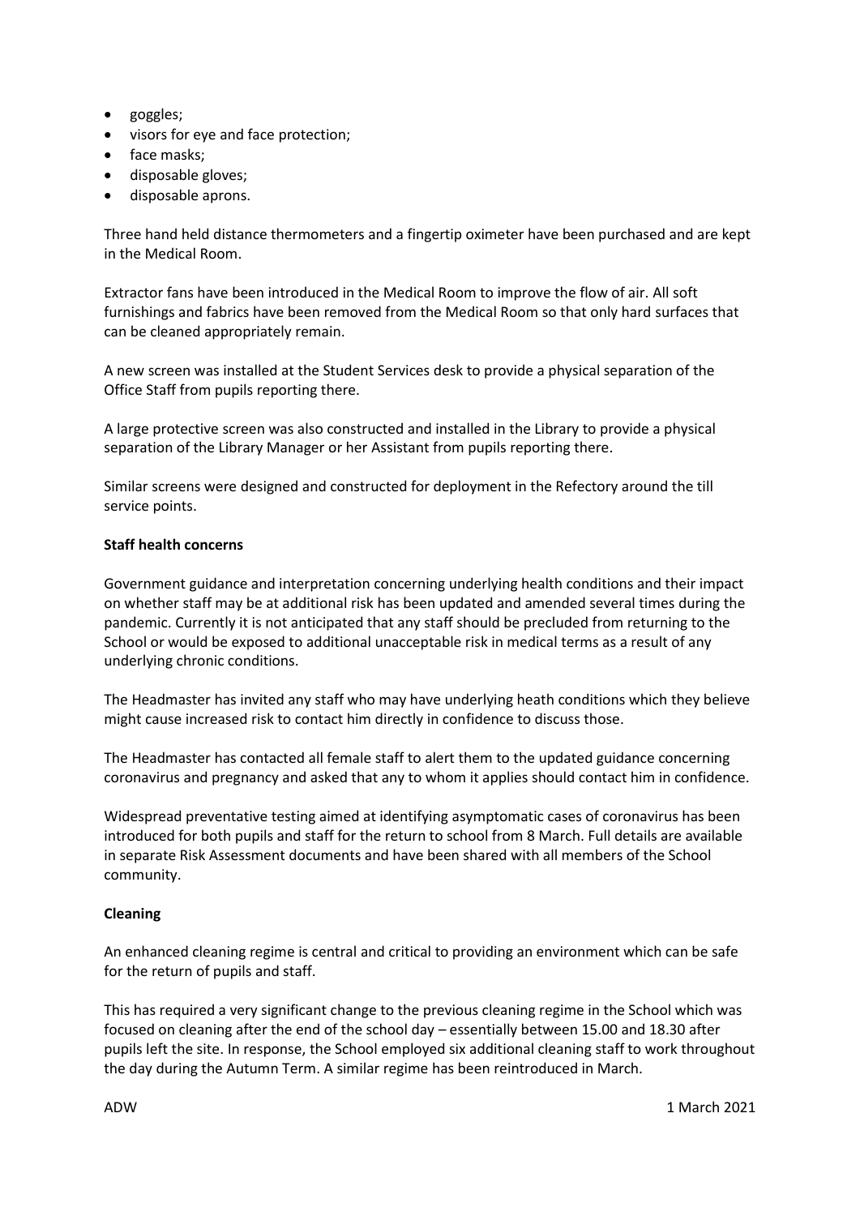- goggles;
- visors for eye and face protection;
- face masks;
- disposable gloves;
- disposable aprons.

Three hand held distance thermometers and a fingertip oximeter have been purchased and are kept in the Medical Room.

Extractor fans have been introduced in the Medical Room to improve the flow of air. All soft furnishings and fabrics have been removed from the Medical Room so that only hard surfaces that can be cleaned appropriately remain.

A new screen was installed at the Student Services desk to provide a physical separation of the Office Staff from pupils reporting there.

A large protective screen was also constructed and installed in the Library to provide a physical separation of the Library Manager or her Assistant from pupils reporting there.

Similar screens were designed and constructed for deployment in the Refectory around the till service points.

**Staff health concerns**

Government guidance and interpretation concerning underlying health conditions and their impact on whether staff may be at additional risk has been updated and amended several times during the pandemic. Currently it is not anticipated that any staff should be precluded from returning to the School or would be exposed to additional unacceptable risk in medical terms as a result of any underlying chronic conditions.

The Headmaster has invited any staff who may have underlying heath conditions which they believe might cause increased risk to contact him directly in confidence to discuss those.

The Headmaster has contacted all female staff to alert them to the updated guidance concerning coronavirus and pregnancy and asked that any to whom it applies should contact him in confidence.

Widespread preventative testing aimed at identifying asymptomatic cases of coronavirus has been introduced for both pupils and staff for the return to school from 8 March. Full details are available in separate Risk Assessment documents and have been shared with all members of the School community.

**Cleaning**

An enhanced cleaning regime is central and critical to providing an environment which can be safe for the return of pupils and staff.

This has required a very significant change to the previous cleaning regime in the School which was focused on cleaning after the end of the school day – essentially between 15.00 and 18.30 after pupils left the site. In response, the School employed six additional cleaning staff to work throughout the day during the Autumn Term. A similar regime has been reintroduced in March.

ADW 1 March 2021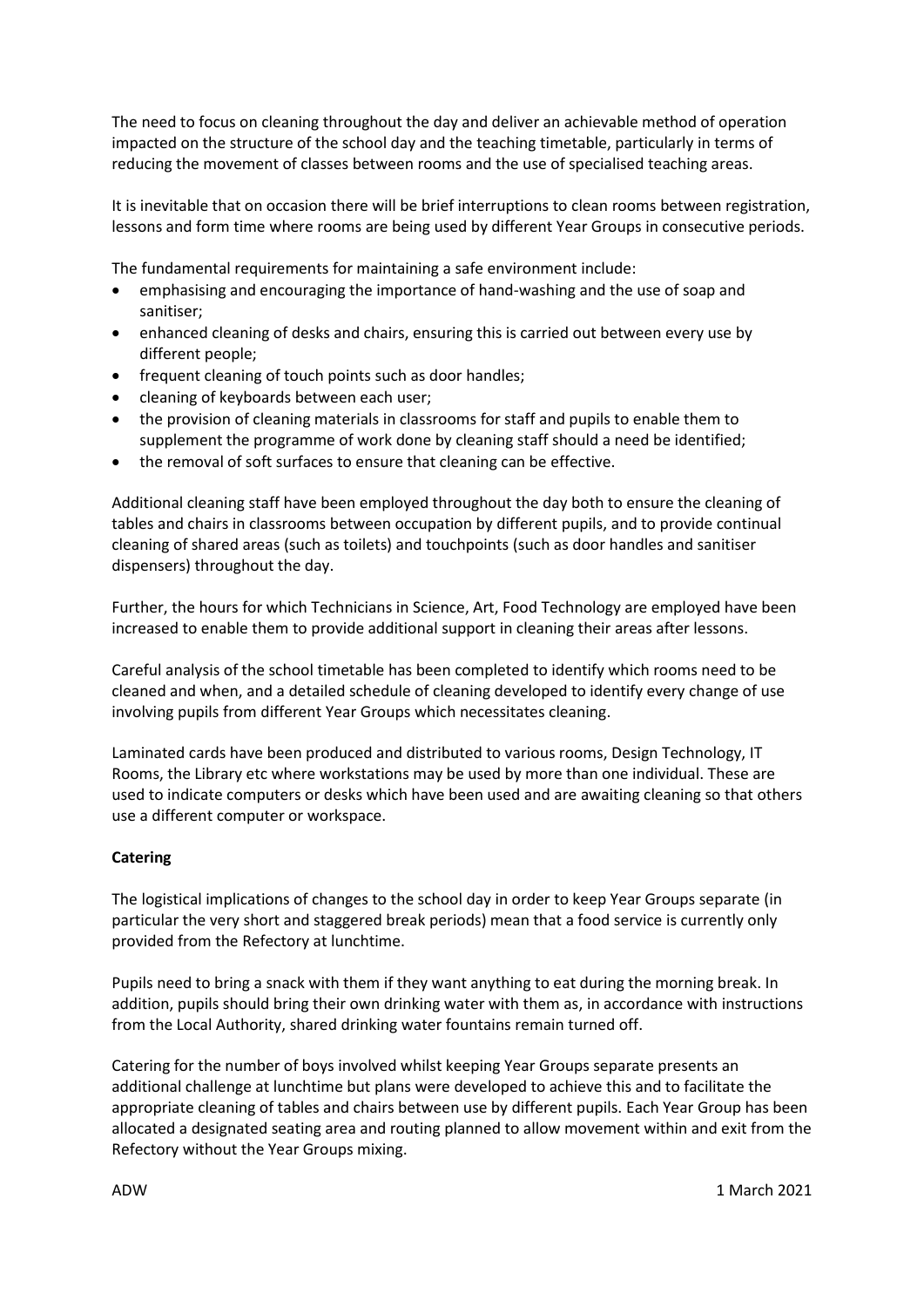The need to focus on cleaning throughout the day and deliver an achievable method of operation impacted on the structure of the school day and the teaching timetable, particularly in terms of reducing the movement of classes between rooms and the use of specialised teaching areas.

It is inevitable that on occasion there will be brief interruptions to clean rooms between registration, lessons and form time where rooms are being used by different Year Groups in consecutive periods.

The fundamental requirements for maintaining a safe environment include:

- emphasising and encouraging the importance of hand-washing and the use of soap and sanitiser;
- enhanced cleaning of desks and chairs, ensuring this is carried out between every use by different people;
- frequent cleaning of touch points such as door handles;
- cleaning of keyboards between each user;
- the provision of cleaning materials in classrooms for staff and pupils to enable them to supplement the programme of work done by cleaning staff should a need be identified;
- the removal of soft surfaces to ensure that cleaning can be effective.

Additional cleaning staff have been employed throughout the day both to ensure the cleaning of tables and chairs in classrooms between occupation by different pupils, and to provide continual cleaning of shared areas (such as toilets) and touchpoints (such as door handles and sanitiser dispensers) throughout the day.

Further, the hours for which Technicians in Science, Art, Food Technology are employed have been increased to enable them to provide additional support in cleaning their areas after lessons.

Careful analysis of the school timetable has been completed to identify which rooms need to be cleaned and when, and a detailed schedule of cleaning developed to identify every change of use involving pupils from different Year Groups which necessitates cleaning.

Laminated cards have been produced and distributed to various rooms, Design Technology, IT Rooms, the Library etc where workstations may be used by more than one individual. These are used to indicate computers or desks which have been used and are awaiting cleaning so that others use a different computer or workspace.

**Catering**

The logistical implications of changes to the school day in order to keep Year Groups separate (in particular the very short and staggered break periods) mean that a food service is currently only provided from the Refectory at lunchtime.

Pupils need to bring a snack with them if they want anything to eat during the morning break. In addition, pupils should bring their own drinking water with them as, in accordance with instructions from the Local Authority, shared drinking water fountains remain turned off.

Catering for the number of boys involved whilst keeping Year Groups separate presents an additional challenge at lunchtime but plans were developed to achieve this and to facilitate the appropriate cleaning of tables and chairs between use by different pupils. Each Year Group has been allocated a designated seating area and routing planned to allow movement within and exit from the Refectory without the Year Groups mixing.

ADW 1 March 2021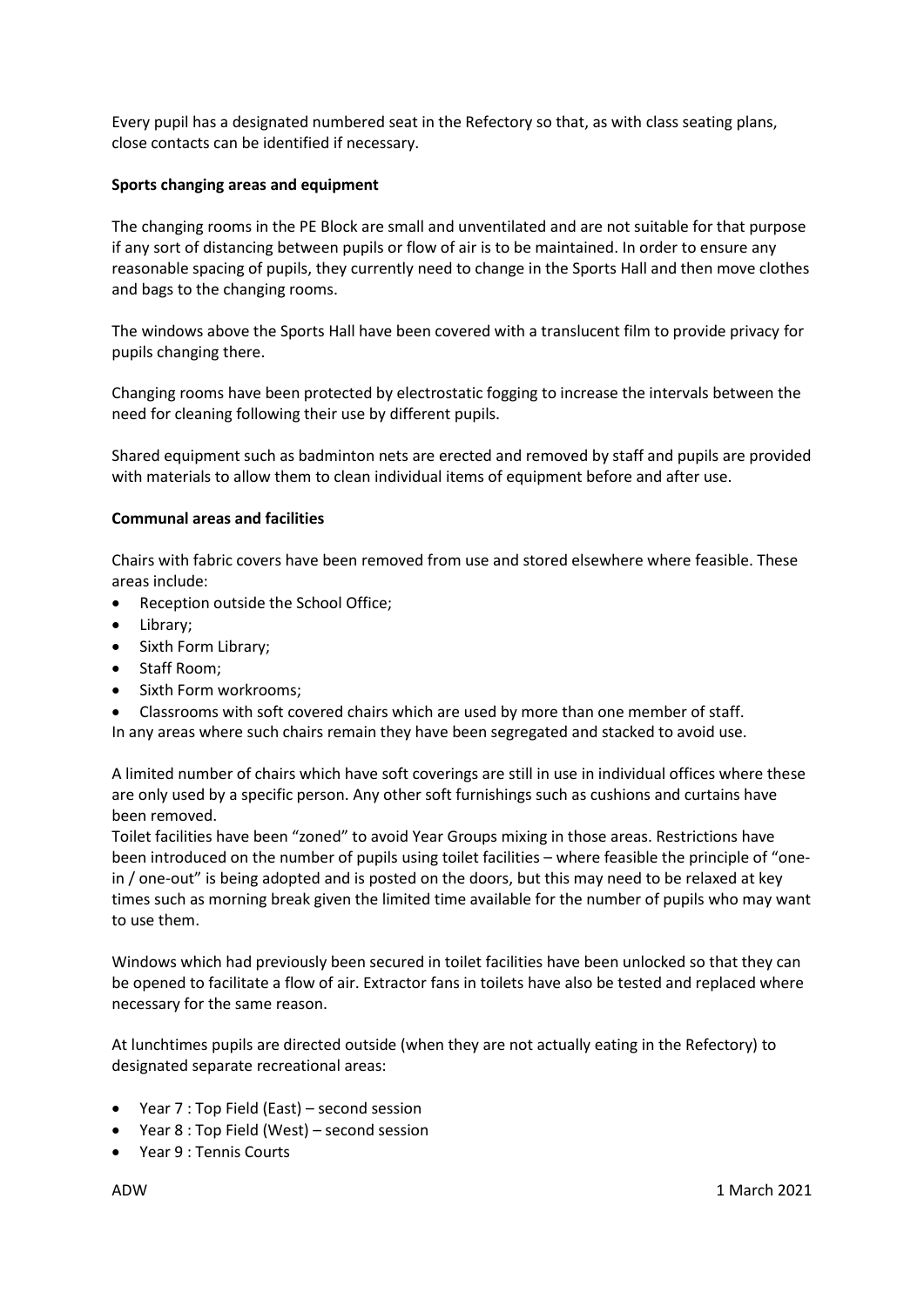Every pupil has a designated numbered seat in the Refectory so that, as with class seating plans, close contacts can be identified if necessary.

**Sports changing areas and equipment**

The changing rooms in the PE Block are small and unventilated and are not suitable for that purpose if any sort of distancing between pupils or flow of air is to be maintained. In order to ensure any reasonable spacing of pupils, they currently need to change in the Sports Hall and then move clothes and bags to the changing rooms.

The windows above the Sports Hall have been covered with a translucent film to provide privacy for pupils changing there.

Changing rooms have been protected by electrostatic fogging to increase the intervals between the need for cleaning following their use by different pupils.

Shared equipment such as badminton nets are erected and removed by staff and pupils are provided with materials to allow them to clean individual items of equipment before and after use.

**Communal areas and facilities**

Chairs with fabric covers have been removed from use and stored elsewhere where feasible. These areas include:

- Reception outside the School Office;
- Library;
- Sixth Form Library;
- Staff Room;
- Sixth Form workrooms;
- Classrooms with soft covered chairs which are used by more than one member of staff.

In any areas where such chairs remain they have been segregated and stacked to avoid use.

A limited number of chairs which have soft coverings are still in use in individual offices where these are only used by a specific person. Any other soft furnishings such as cushions and curtains have been removed.

Toilet facilities have been "zoned" to avoid Year Groups mixing in those areas. Restrictions have been introduced on the number of pupils using toilet facilities – where feasible the principle of "one-in / one-out" is being adopted and is posted on the doors, but this may need to be relaxed at key times such as morning break given the limited time available for the number of pupils who may want to use them.

Windows which had previously been secured in toilet facilities have been unlocked so that they can be opened to facilitate a flow of air. Extractor fans in toilets have also be tested and replaced where necessary for the same reason.

At lunchtimes pupils are directed outside (when they are not actually eating in the Refectory) to designated separate recreational areas:

- Year 7 : Top Field (East) – second session
- Year 8 : Top Field (West) – second session
- Year 9 : Tennis Courts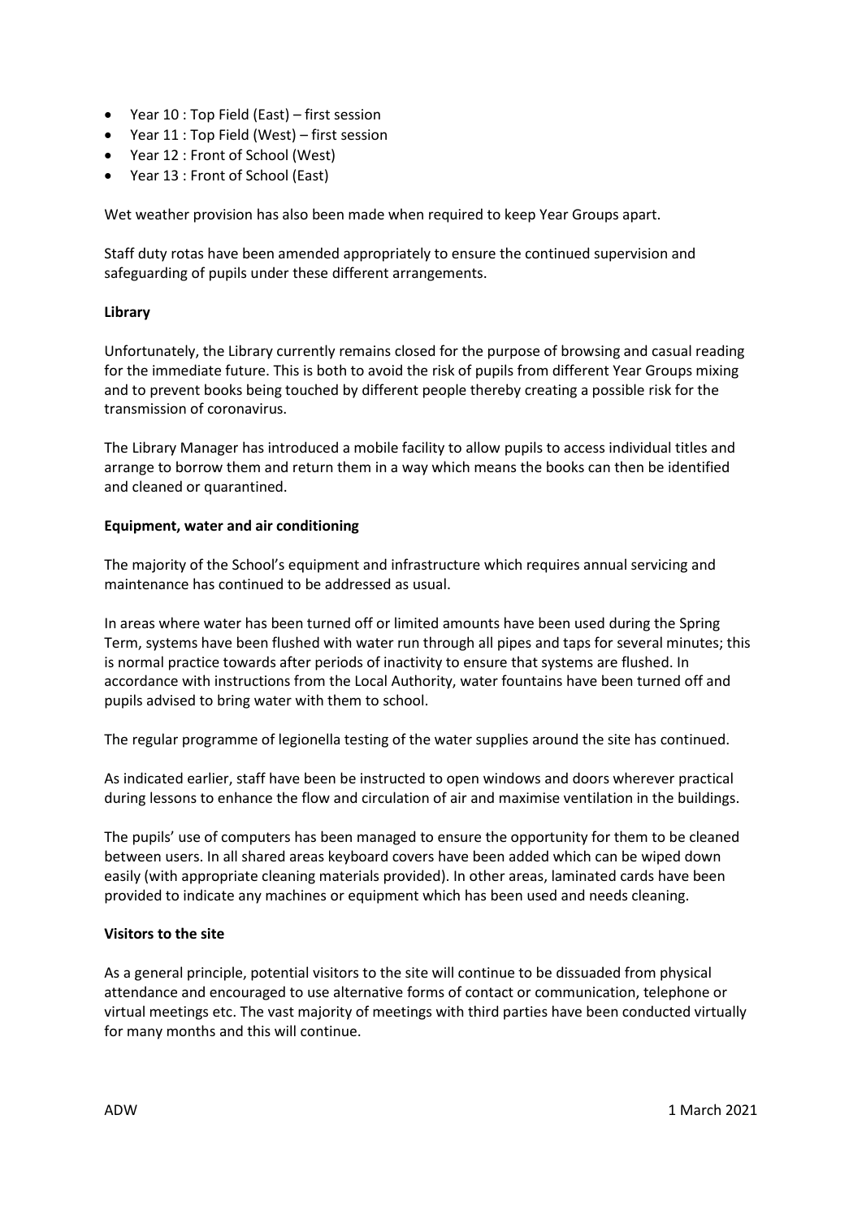- Year 10 : Top Field (East) – first session
- Year 11 : Top Field (West) – first session
- Year 12 : Front of School (West)
- Year 13 : Front of School (East)

Wet weather provision has also been made when required to keep Year Groups apart.

Staff duty rotas have been amended appropriately to ensure the continued supervision and safeguarding of pupils under these different arrangements.

**Library**

Unfortunately, the Library currently remains closed for the purpose of browsing and casual reading for the immediate future. This is both to avoid the risk of pupils from different Year Groups mixing and to prevent books being touched by different people thereby creating a possible risk for the transmission of coronavirus.

The Library Manager has introduced a mobile facility to allow pupils to access individual titles and arrange to borrow them and return them in a way which means the books can then be identified and cleaned or quarantined.

**Equipment, water and air conditioning**

The majority of the School's equipment and infrastructure which requires annual servicing and maintenance has continued to be addressed as usual.

In areas where water has been turned off or limited amounts have been used during the Spring Term, systems have been flushed with water run through all pipes and taps for several minutes; this is normal practice towards after periods of inactivity to ensure that systems are flushed. In accordance with instructions from the Local Authority, water fountains have been turned off and pupils advised to bring water with them to school.

The regular programme of legionella testing of the water supplies around the site has continued.

As indicated earlier, staff have been be instructed to open windows and doors wherever practical during lessons to enhance the flow and circulation of air and maximise ventilation in the buildings.

The pupils' use of computers has been managed to ensure the opportunity for them to be cleaned between users. In all shared areas keyboard covers have been added which can be wiped down easily (with appropriate cleaning materials provided). In other areas, laminated cards have been provided to indicate any machines or equipment which has been used and needs cleaning.

**Visitors to the site**

As a general principle, potential visitors to the site will continue to be dissuaded from physical attendance and encouraged to use alternative forms of contact or communication, telephone or virtual meetings etc. The vast majority of meetings with third parties have been conducted virtually for many months and this will continue.

ADW 1 March 2021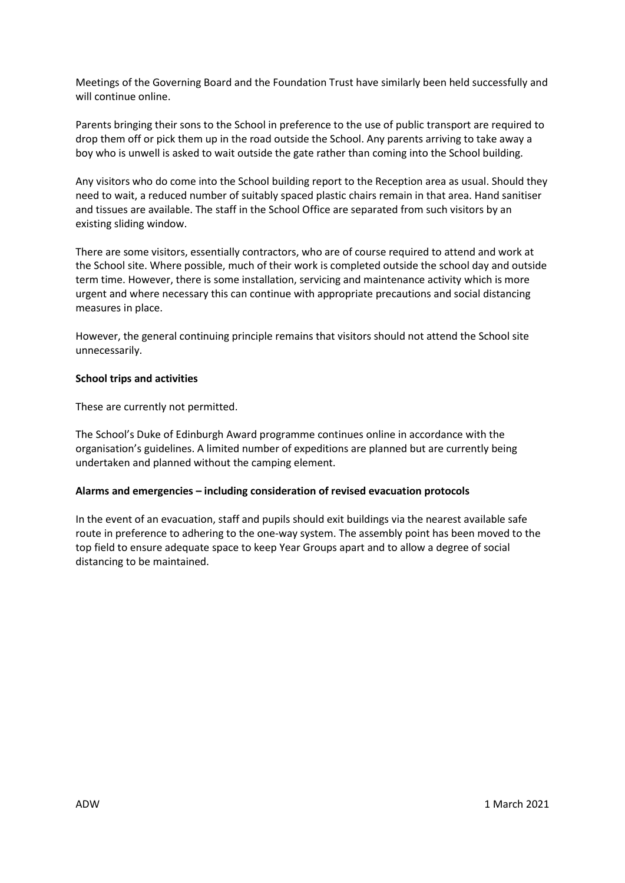Meetings of the Governing Board and the Foundation Trust have similarly been held successfully and will continue online.

Parents bringing their sons to the School in preference to the use of public transport are required to drop them off or pick them up in the road outside the School. Any parents arriving to take away a boy who is unwell is asked to wait outside the gate rather than coming into the School building.

Any visitors who do come into the School building report to the Reception area as usual. Should they need to wait, a reduced number of suitably spaced plastic chairs remain in that area. Hand sanitiser and tissues are available. The staff in the School Office are separated from such visitors by an existing sliding window.

There are some visitors, essentially contractors, who are of course required to attend and work at the School site. Where possible, much of their work is completed outside the school day and outside term time. However, there is some installation, servicing and maintenance activity which is more urgent and where necessary this can continue with appropriate precautions and social distancing measures in place.

However, the general continuing principle remains that visitors should not attend the School site unnecessarily.

**School trips and activities**

These are currently not permitted.

The School's Duke of Edinburgh Award programme continues online in accordance with the organisation's guidelines. A limited number of expeditions are planned but are currently being undertaken and planned without the camping element.

**Alarms and emergencies – including consideration of revised evacuation protocols**

In the event of an evacuation, staff and pupils should exit buildings via the nearest available safe route in preference to adhering to the one-way system. The assembly point has been moved to the top field to ensure adequate space to keep Year Groups apart and to allow a degree of social distancing to be maintained.

ADW

1 March 2021